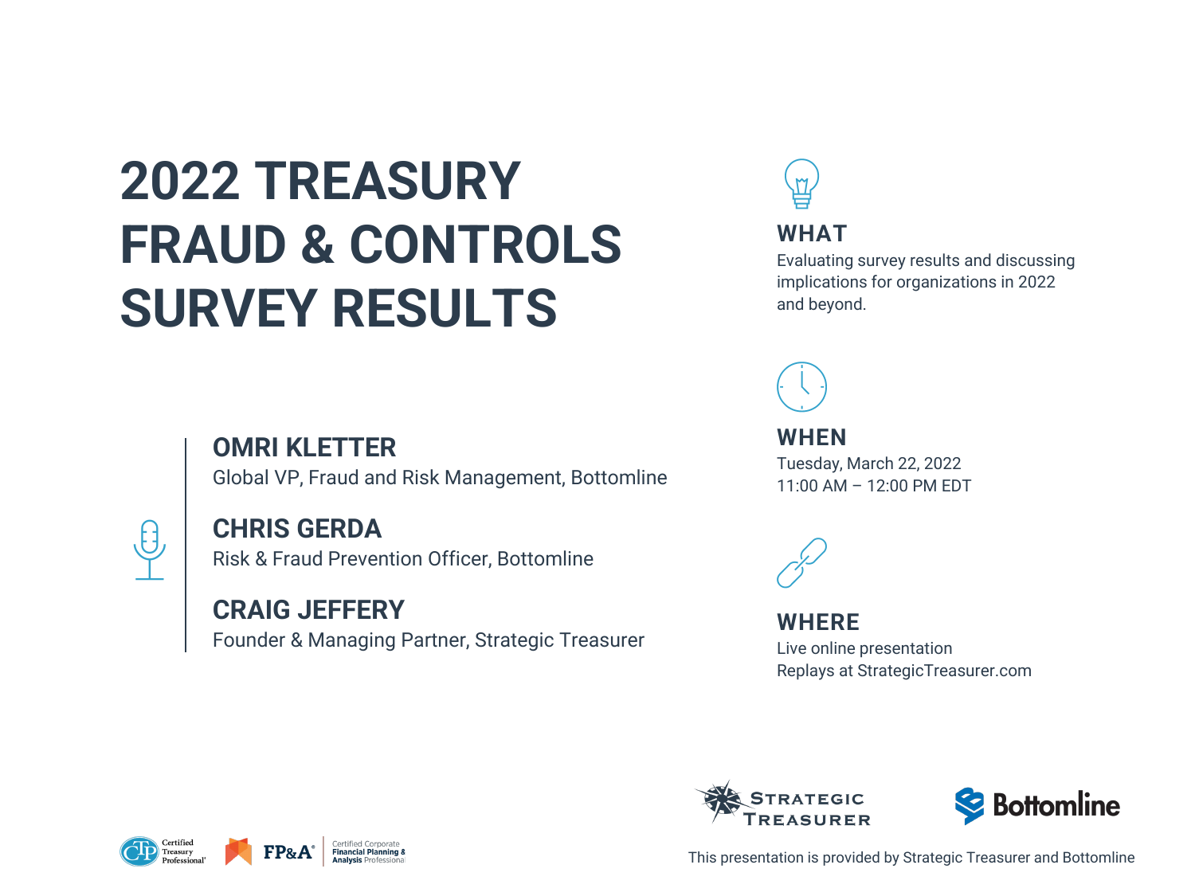# 2022 TREASURY FRAUD & CONTROLS SURVEY RESULTS

**OMRI KLETTER**
Global VP, Fraud and Risk Management, Bottomline

**CHRIS GERDA**
Risk & Fraud Prevention Officer, Bottomline

**CRAIG JEFFERY**
Founder & Managing Partner, Strategic Treasurer

## WHAT

Evaluating survey results and discussing implications for organizations in 2022 and beyond.

## WHEN

Tuesday, March 22, 2022
11:00 AM – 12:00 PM EDT

## WHERE

Live online presentation
Replays at StrategicTreasurer.com

Certified Treasury Professional

FP&A® Certified Corporate Financial Planning & Analysis Professional

STRATEGIC TREASURER

Bottomline

This presentation is provided by Strategic Treasurer and Bottomline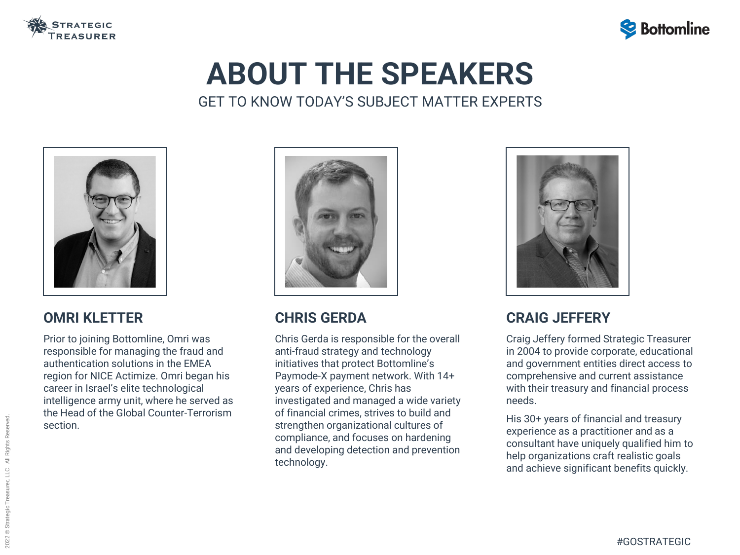# ABOUT THE SPEAKERS

GET TO KNOW TODAY'S SUBJECT MATTER EXPERTS

## OMRI KLETTER

Prior to joining Bottomline, Omri was responsible for managing the fraud and authentication solutions in the EMEA region for NICE Actimize. Omri began his career in Israel's elite technological intelligence army unit, where he served as the Head of the Global Counter-Terrorism section.

## CHRIS GERDA

Chris Gerda is responsible for the overall anti-fraud strategy and technology initiatives that protect Bottomline's Paymode-X payment network. With 14+ years of experience, Chris has investigated and managed a wide variety of financial crimes, strives to build and strengthen organizational cultures of compliance, and focuses on hardening and developing detection and prevention technology.

## CRAIG JEFFERY

Craig Jeffery formed Strategic Treasurer in 2004 to provide corporate, educational and government entities direct access to comprehensive and current assistance with their treasury and financial process needs.

His 30+ years of financial and treasury experience as a practitioner and as a consultant have uniquely qualified him to help organizations craft realistic goals and achieve significant benefits quickly.

#GOSTRATEGIC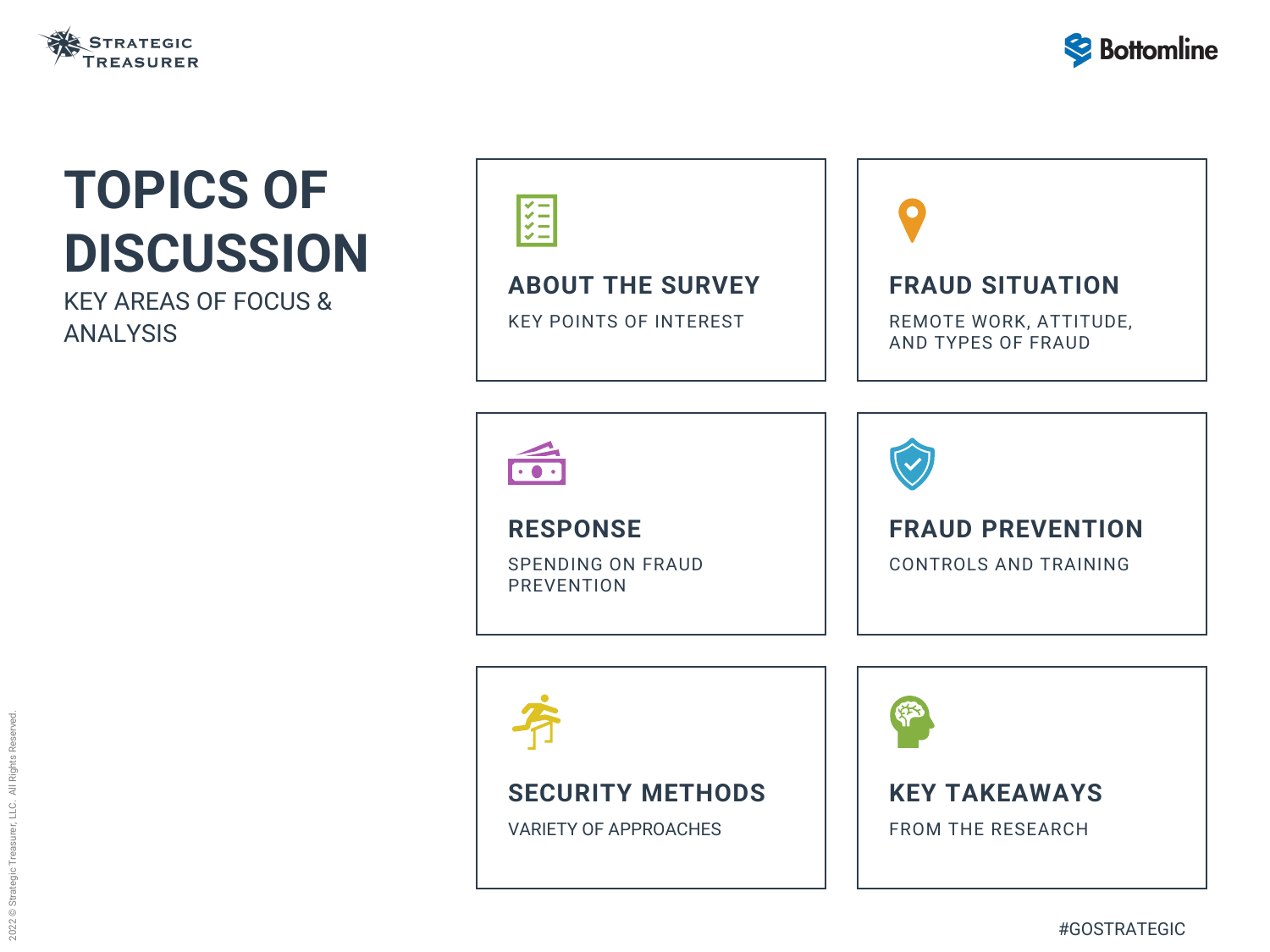# TOPICS OF DISCUSSION

KEY AREAS OF FOCUS & ANALYSIS

### ABOUT THE SURVEY

KEY POINTS OF INTEREST

### FRAUD SITUATION

REMOTE WORK, ATTITUDE, AND TYPES OF FRAUD

### RESPONSE

SPENDING ON FRAUD PREVENTION

### FRAUD PREVENTION

CONTROLS AND TRAINING

### SECURITY METHODS

VARIETY OF APPROACHES

### KEY TAKEAWAYS

FROM THE RESEARCH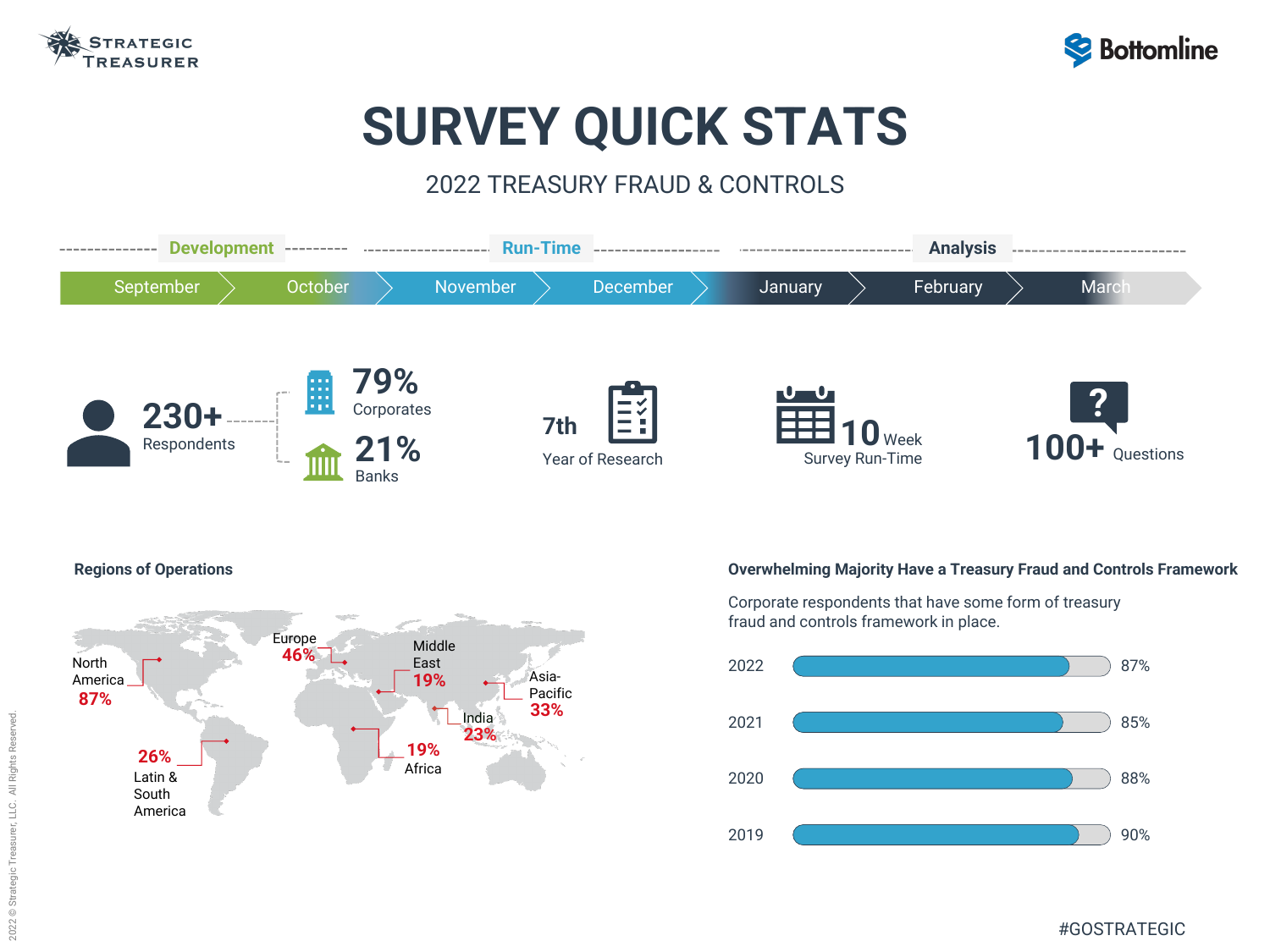# SURVEY QUICK STATS

2022 TREASURY FRAUD & CONTROLS

| Development | | Run-Time | | Analysis | | |
|---|---|---|---|---|---|---|
| September | October | November | December | January | February | March |

**230+** Respondents

- **79%** Corporates
- **21%** Banks

**7th** Year of Research

**10** Week Survey Run-Time

**100+** Questions

## Regions of Operations

| Region | % |
|---|---|
| North America | 87% |
| Europe | 46% |
| Middle East | 19% |
| Asia-Pacific | 33% |
| India | 23% |
| Africa | 19% |
| Latin & South America | 26% |

## Overwhelming Majority Have a Treasury Fraud and Controls Framework

Corporate respondents that have some form of treasury fraud and controls framework in place.

| Year | % |
|---|---|
| 2022 | 87% |
| 2021 | 85% |
| 2020 | 88% |
| 2019 | 90% |

#GOSTRATEGIC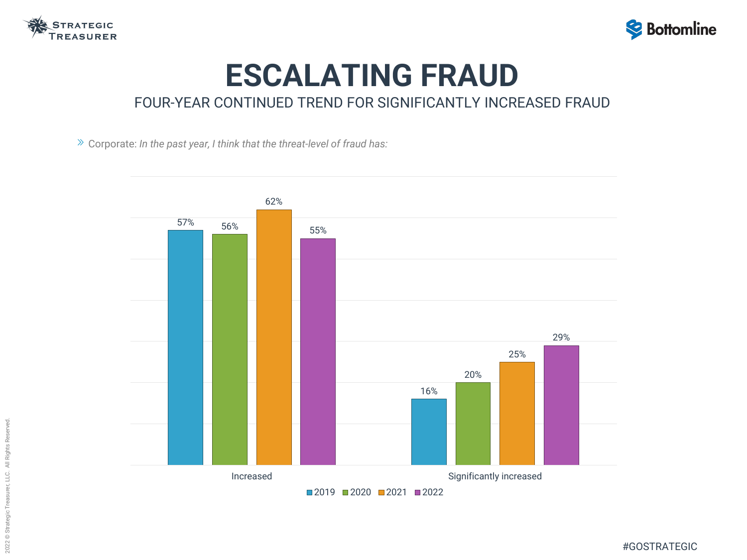# ESCALATING FRAUD

FOUR-YEAR CONTINUED TREND FOR SIGNIFICANTLY INCREASED FRAUD

» Corporate: *In the past year, I think that the threat-level of fraud has:*

| | 2019 | 2020 | 2021 | 2022 |
|---|---|---|---|---|
| Increased | 57% | 56% | 62% | 55% |
| Significantly increased | 16% | 20% | 25% | 29% |

#GOSTRATEGIC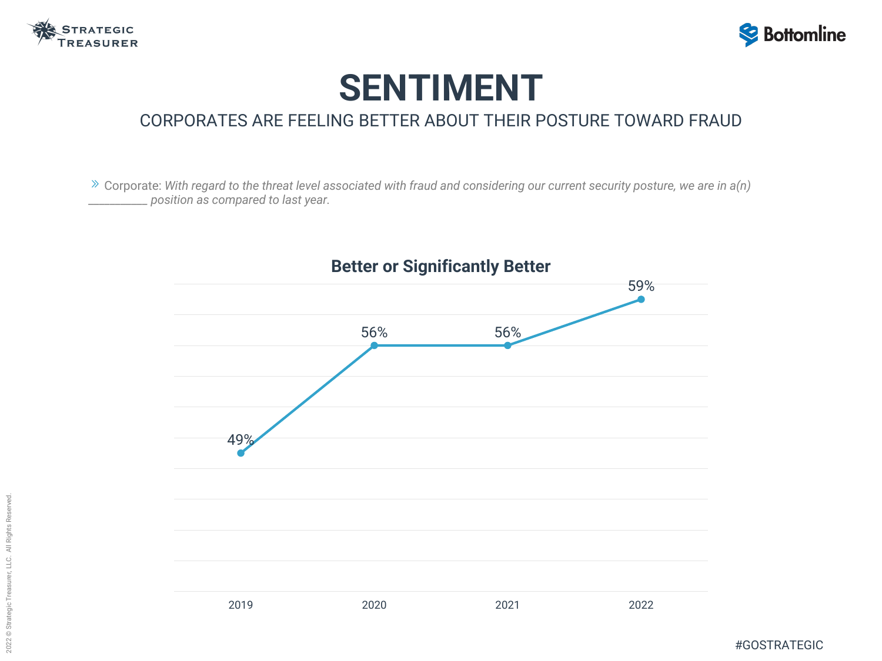# SENTIMENT

## CORPORATES ARE FEELING BETTER ABOUT THEIR POSTURE TOWARD FRAUD

» Corporate: *With regard to the threat level associated with fraud and considering our current security posture, we are in a(n) __________ position as compared to last year.*

### Better or Significantly Better

| Year | Better or Significantly Better |
|---|---|
| 2019 | 49% |
| 2020 | 56% |
| 2021 | 56% |
| 2022 | 59% |

#GOSTRATEGIC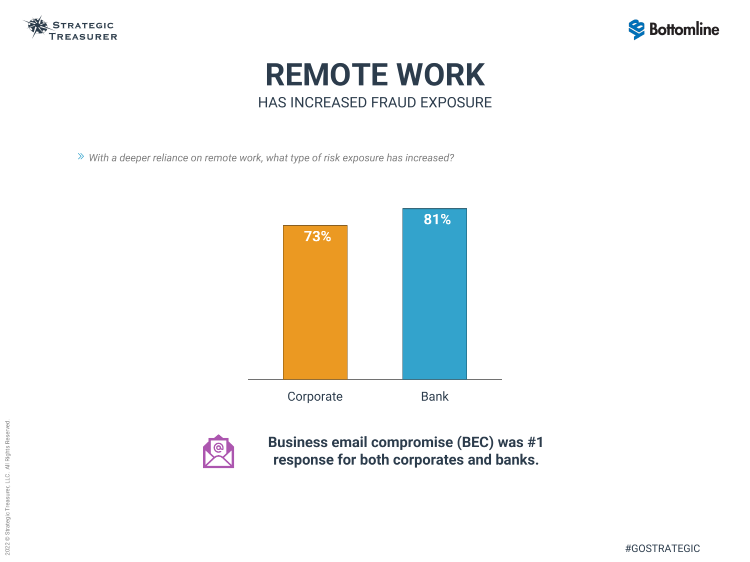# REMOTE WORK

## HAS INCREASED FRAUD EXPOSURE

*With a deeper reliance on remote work, what type of risk exposure has increased?*

| | Corporate | Bank |
| --- | --- | --- |
| | 73% | 81% |

**Business email compromise (BEC) was #1 response for both corporates and banks.**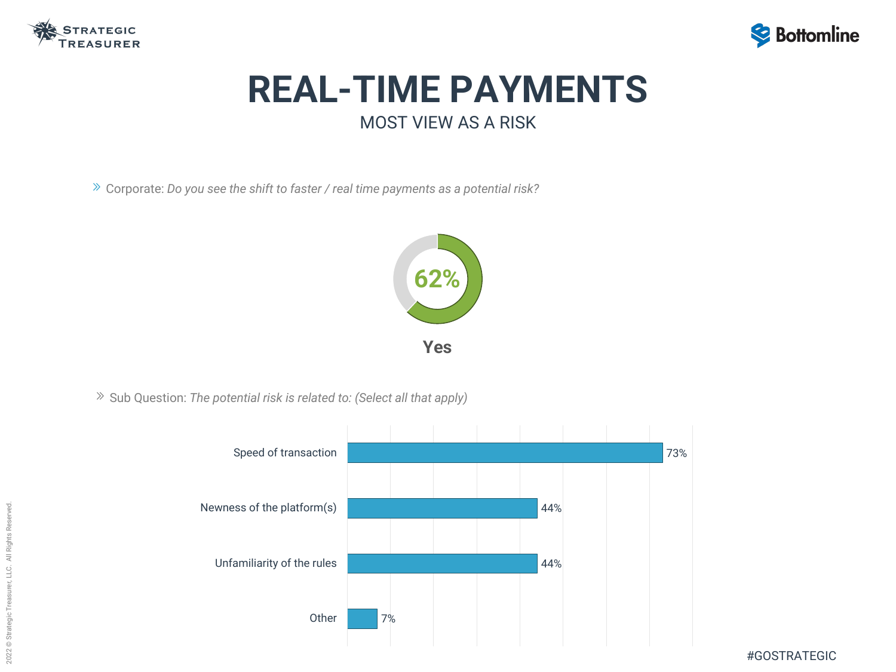# REAL-TIME PAYMENTS

## MOST VIEW AS A RISK

» Corporate: *Do you see the shift to faster / real time payments as a potential risk?*

**62%**

**Yes**

» Sub Question: *The potential risk is related to: (Select all that apply)*

| Risk | Percentage |
| --- | --- |
| Speed of transaction | 73% |
| Newness of the platform(s) | 44% |
| Unfamiliarity of the rules | 44% |
| Other | 7% |

#GOSTRATEGIC

2022 © Strategic Treasurer, LLC. All Rights Reserved.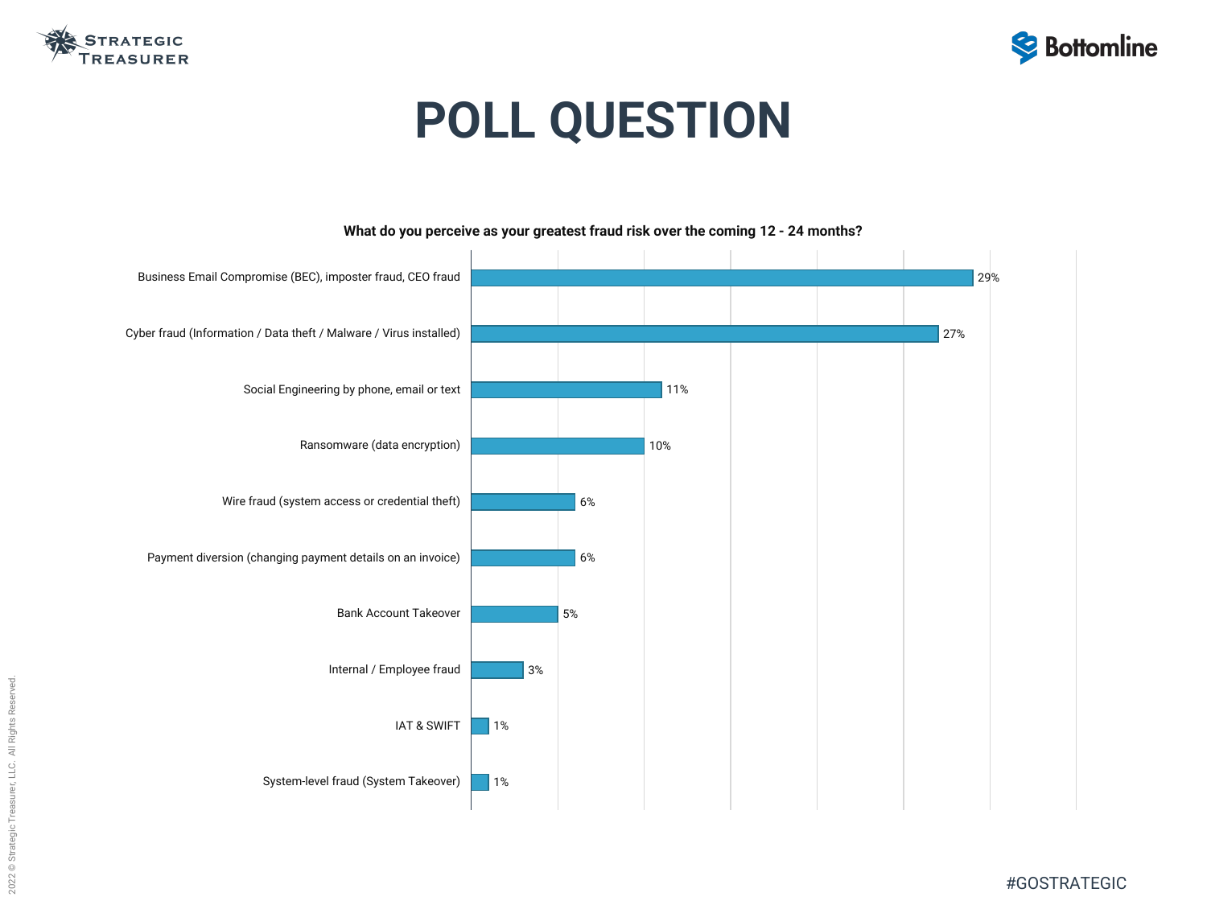# POLL QUESTION

**What do you perceive as your greatest fraud risk over the coming 12 - 24 months?**

| Response | Percentage |
| --- | --- |
| Business Email Compromise (BEC), imposter fraud, CEO fraud | 29% |
| Cyber fraud (Information / Data theft / Malware / Virus installed) | 27% |
| Social Engineering by phone, email or text | 11% |
| Ransomware (data encryption) | 10% |
| Wire fraud (system access or credential theft) | 6% |
| Payment diversion (changing payment details on an invoice) | 6% |
| Bank Account Takeover | 5% |
| Internal / Employee fraud | 3% |
| IAT & SWIFT | 1% |
| System-level fraud (System Takeover) | 1% |

#GOSTRATEGIC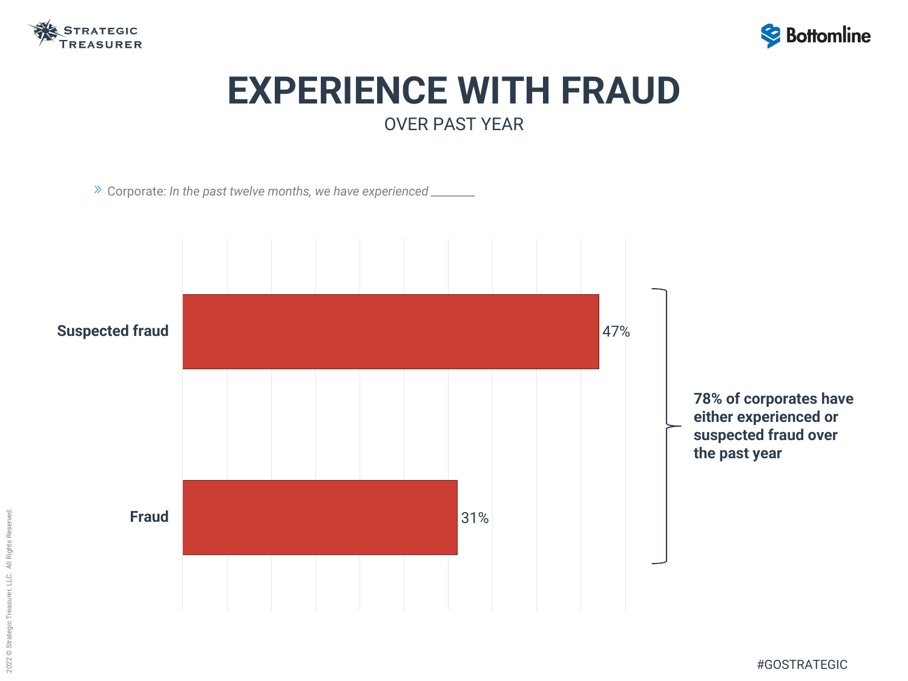# EXPERIENCE WITH FRAUD

OVER PAST YEAR

» Corporate: *In the past twelve months, we have experienced \_\_\_\_\_\_\_*

| | |
|---|---|
| Suspected fraud | 47% |
| Fraud | 31% |

**78% of corporates have either experienced or suspected fraud over the past year**

#GOSTRATEGIC

2022 © Strategic Treasurer, LLC. All Rights Reserved.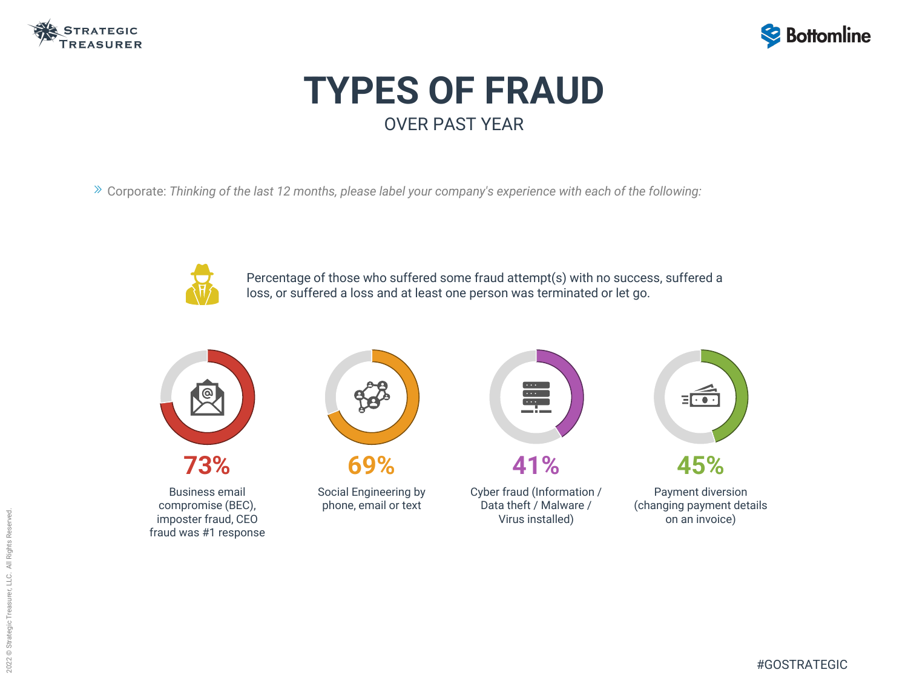# TYPES OF FRAUD

OVER PAST YEAR

» Corporate: *Thinking of the last 12 months, please label your company's experience with each of the following:*

Percentage of those who suffered some fraud attempt(s) with no success, suffered a loss, or suffered a loss and at least one person was terminated or let go.

**73%**
Business email compromise (BEC), imposter fraud, CEO fraud was #1 response

**69%**
Social Engineering by phone, email or text

**41%**
Cyber fraud (Information / Data theft / Malware / Virus installed)

**45%**
Payment diversion (changing payment details on an invoice)

#GOSTRATEGIC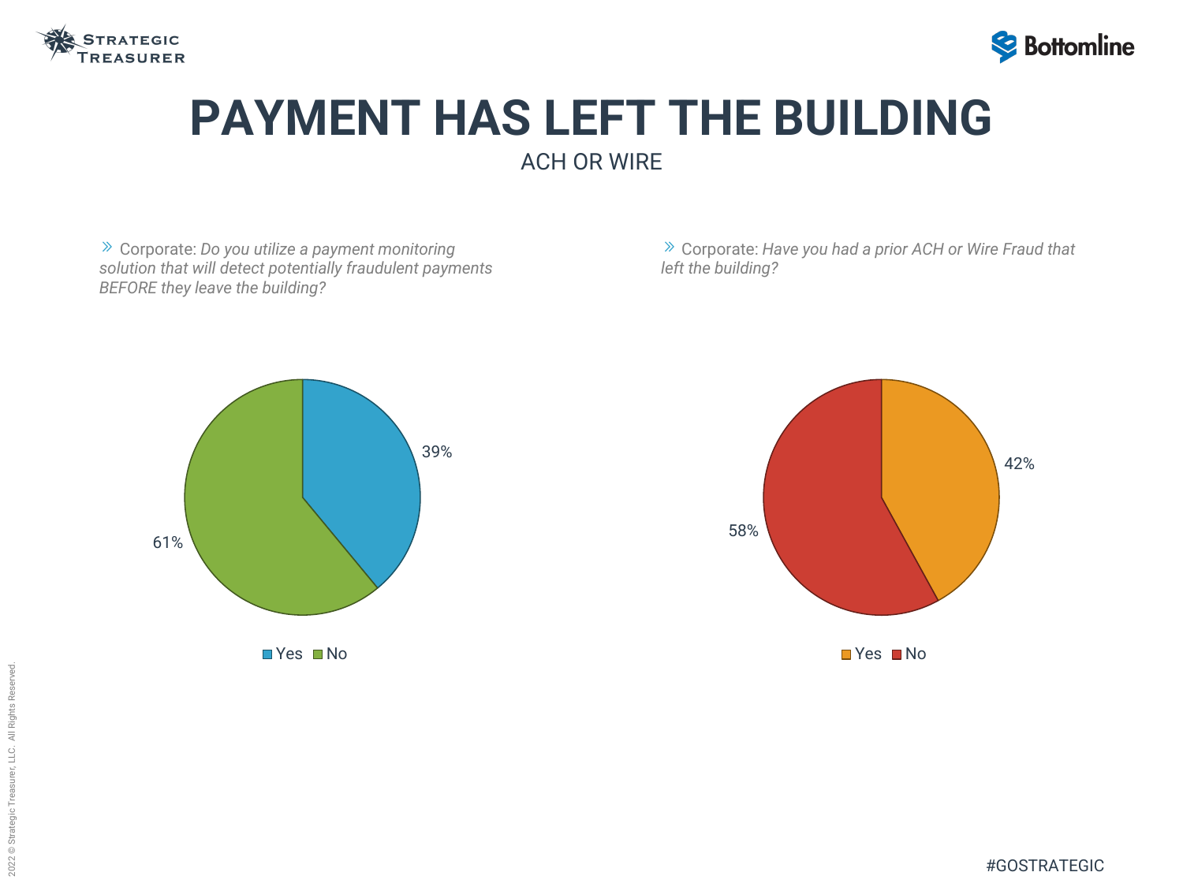# PAYMENT HAS LEFT THE BUILDING

ACH OR WIRE

Corporate: *Do you utilize a payment monitoring solution that will detect potentially fraudulent payments BEFORE they leave the building?*

| Response | Percentage |
| --- | --- |
| Yes | 39% |
| No | 61% |

Corporate: *Have you had a prior ACH or Wire Fraud that left the building?*

| Response | Percentage |
| --- | --- |
| Yes | 42% |
| No | 58% |

#GOSTRATEGIC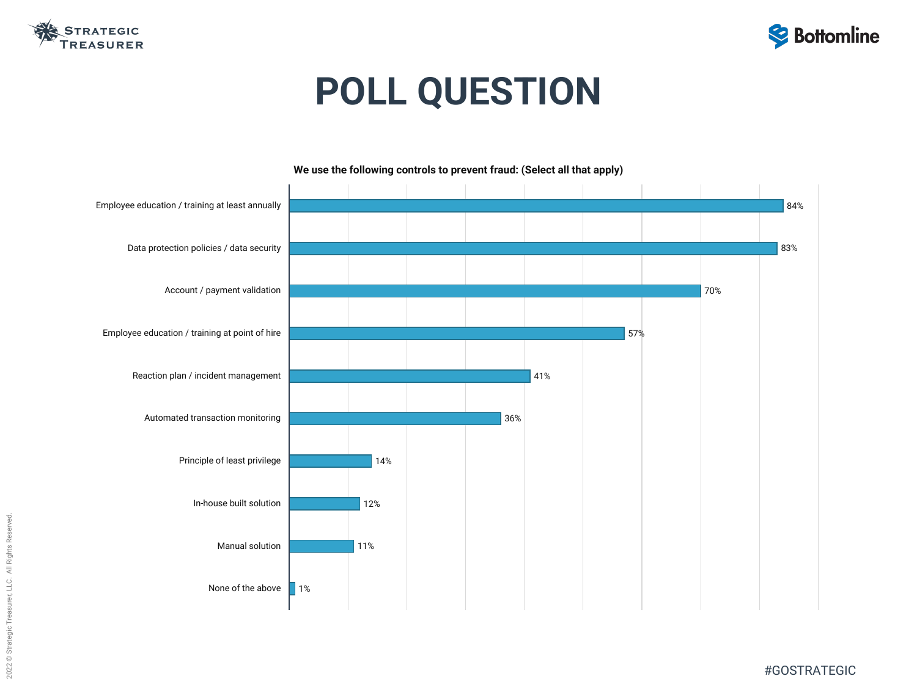# POLL QUESTION

**We use the following controls to prevent fraud: (Select all that apply)**

| Control | Percentage |
| --- | --- |
| Employee education / training at least annually | 84% |
| Data protection policies / data security | 83% |
| Account / payment validation | 70% |
| Employee education / training at point of hire | 57% |
| Reaction plan / incident management | 41% |
| Automated transaction monitoring | 36% |
| Principle of least privilege | 14% |
| In-house built solution | 12% |
| Manual solution | 11% |
| None of the above | 1% |

#GOSTRATEGIC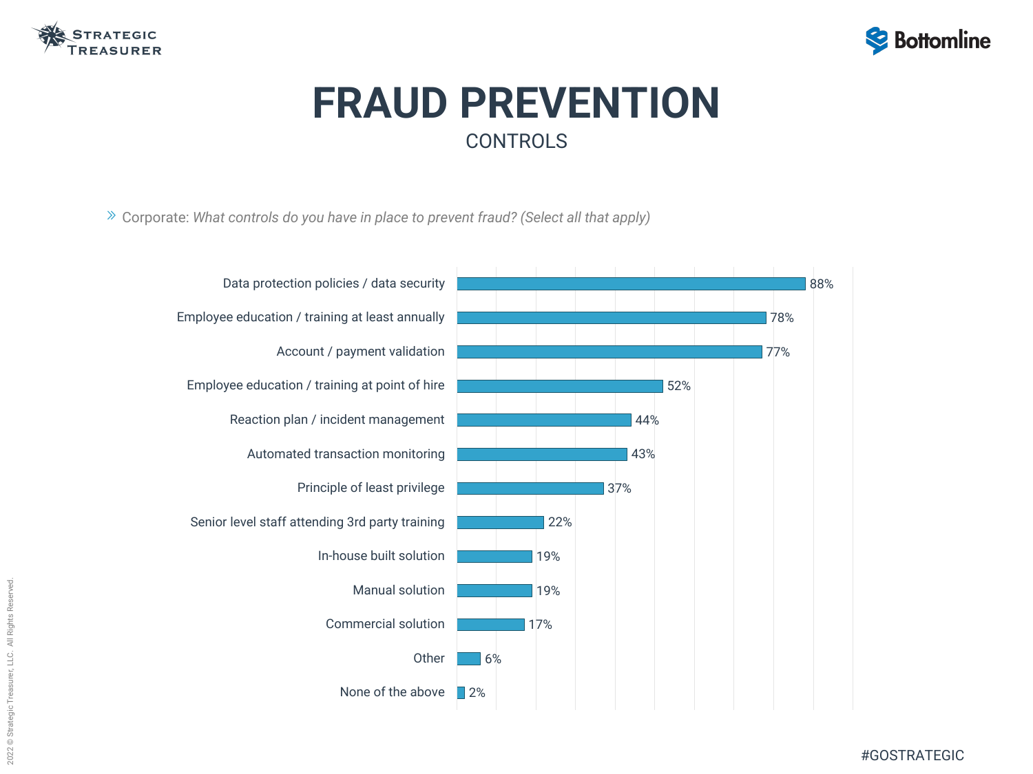# FRAUD PREVENTION

## CONTROLS

» Corporate: *What controls do you have in place to prevent fraud? (Select all that apply)*

| Control | Percentage |
|---|---|
| Data protection policies / data security | 88% |
| Employee education / training at least annually | 78% |
| Account / payment validation | 77% |
| Employee education / training at point of hire | 52% |
| Reaction plan / incident management | 44% |
| Automated transaction monitoring | 43% |
| Principle of least privilege | 37% |
| Senior level staff attending 3rd party training | 22% |
| In-house built solution | 19% |
| Manual solution | 19% |
| Commercial solution | 17% |
| Other | 6% |
| None of the above | 2% |

#GOSTRATEGIC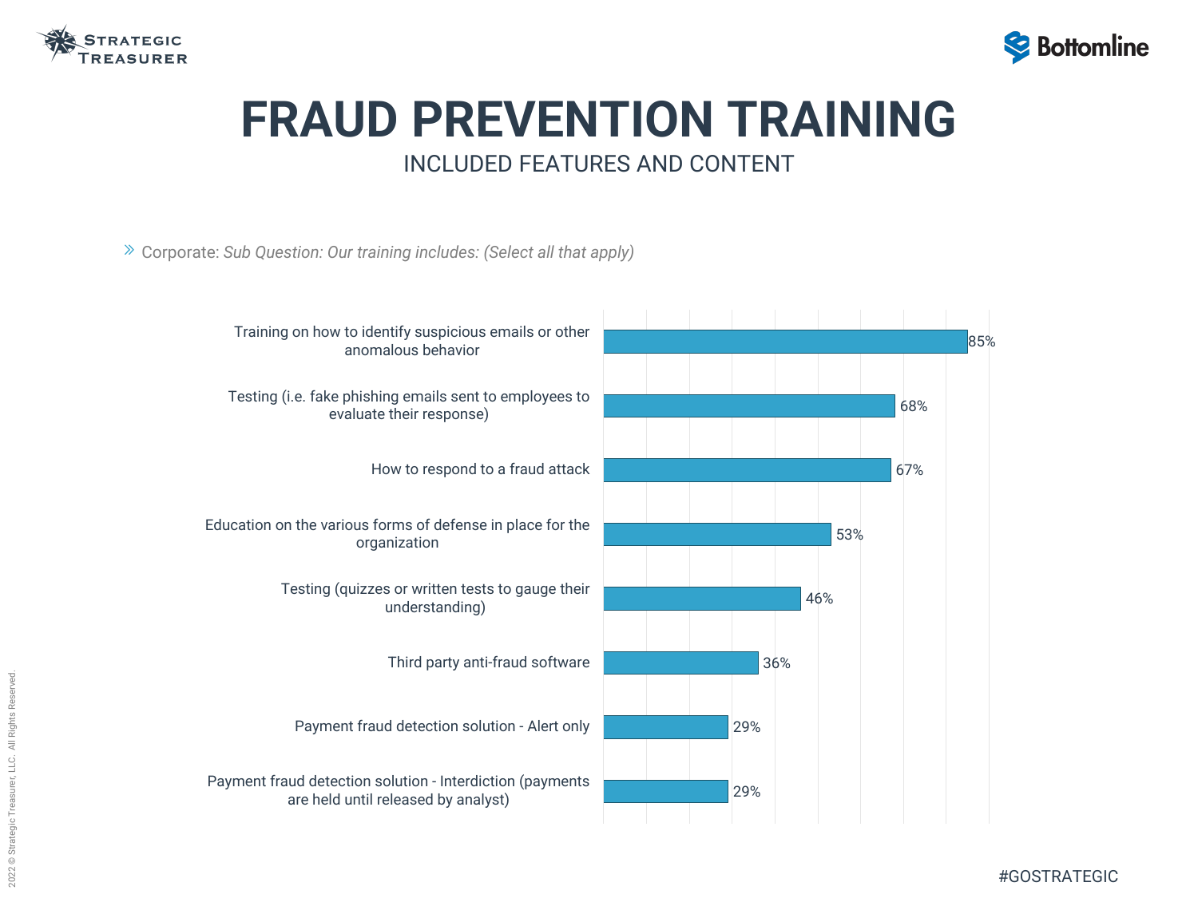# FRAUD PREVENTION TRAINING

## INCLUDED FEATURES AND CONTENT

» Corporate: *Sub Question: Our training includes: (Select all that apply)*

| Feature | Percentage |
|---|---|
| Training on how to identify suspicious emails or other anomalous behavior | 85% |
| Testing (i.e. fake phishing emails sent to employees to evaluate their response) | 68% |
| How to respond to a fraud attack | 67% |
| Education on the various forms of defense in place for the organization | 53% |
| Testing (quizzes or written tests to gauge their understanding) | 46% |
| Third party anti-fraud software | 36% |
| Payment fraud detection solution - Alert only | 29% |
| Payment fraud detection solution - Interdiction (payments are held until released by analyst) | 29% |

#GOSTRATEGIC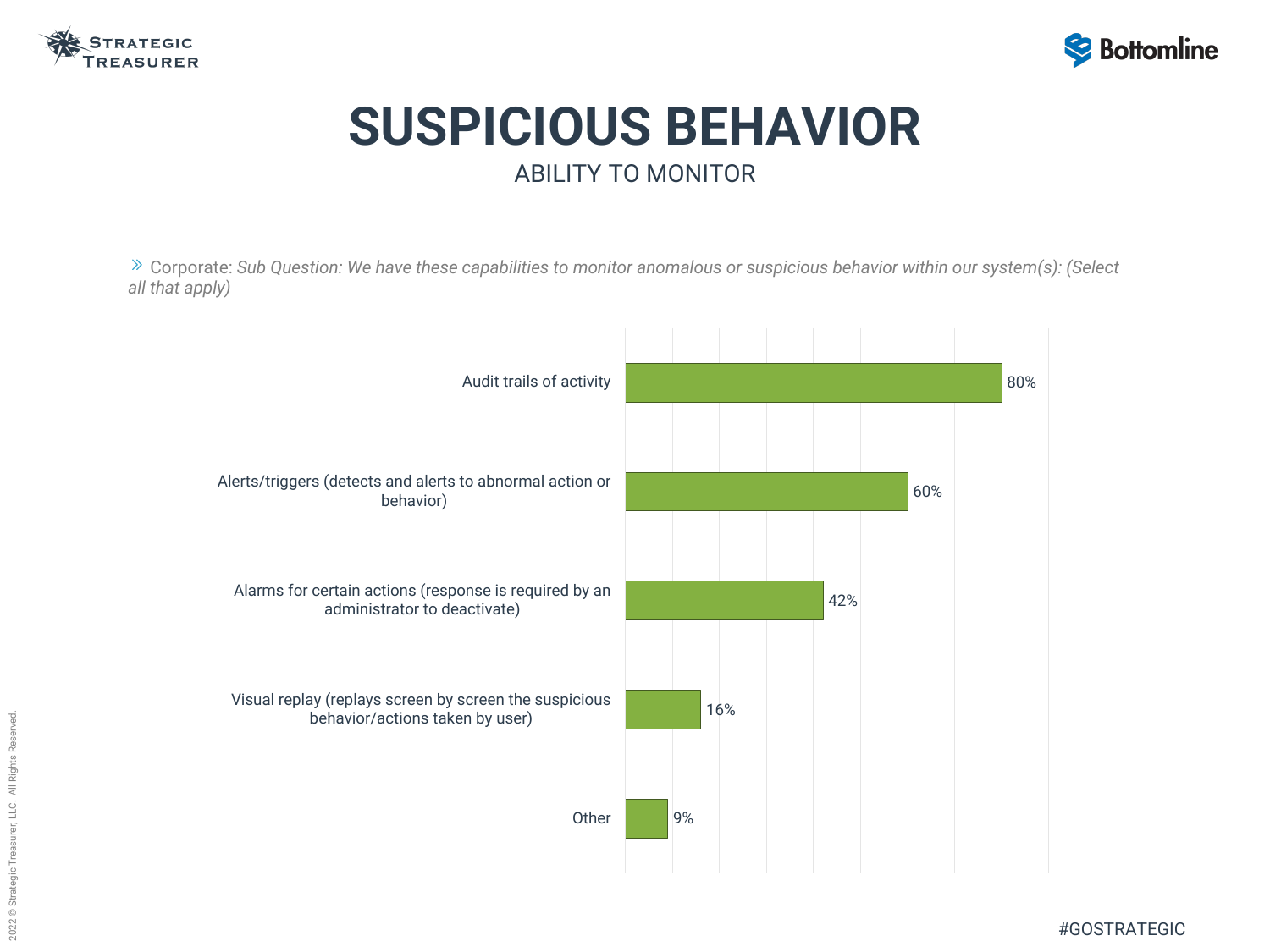# SUSPICIOUS BEHAVIOR

## ABILITY TO MONITOR

» Corporate: *Sub Question: We have these capabilities to monitor anomalous or suspicious behavior within our system(s): (Select all that apply)*

| Capability | Percentage |
| --- | --- |
| Audit trails of activity | 80% |
| Alerts/triggers (detects and alerts to abnormal action or behavior) | 60% |
| Alarms for certain actions (response is required by an administrator to deactivate) | 42% |
| Visual replay (replays screen by screen the suspicious behavior/actions taken by user) | 16% |
| Other | 9% |

2022 © Strategic Treasurer, LLC. All Rights Reserved.

#GOSTRATEGIC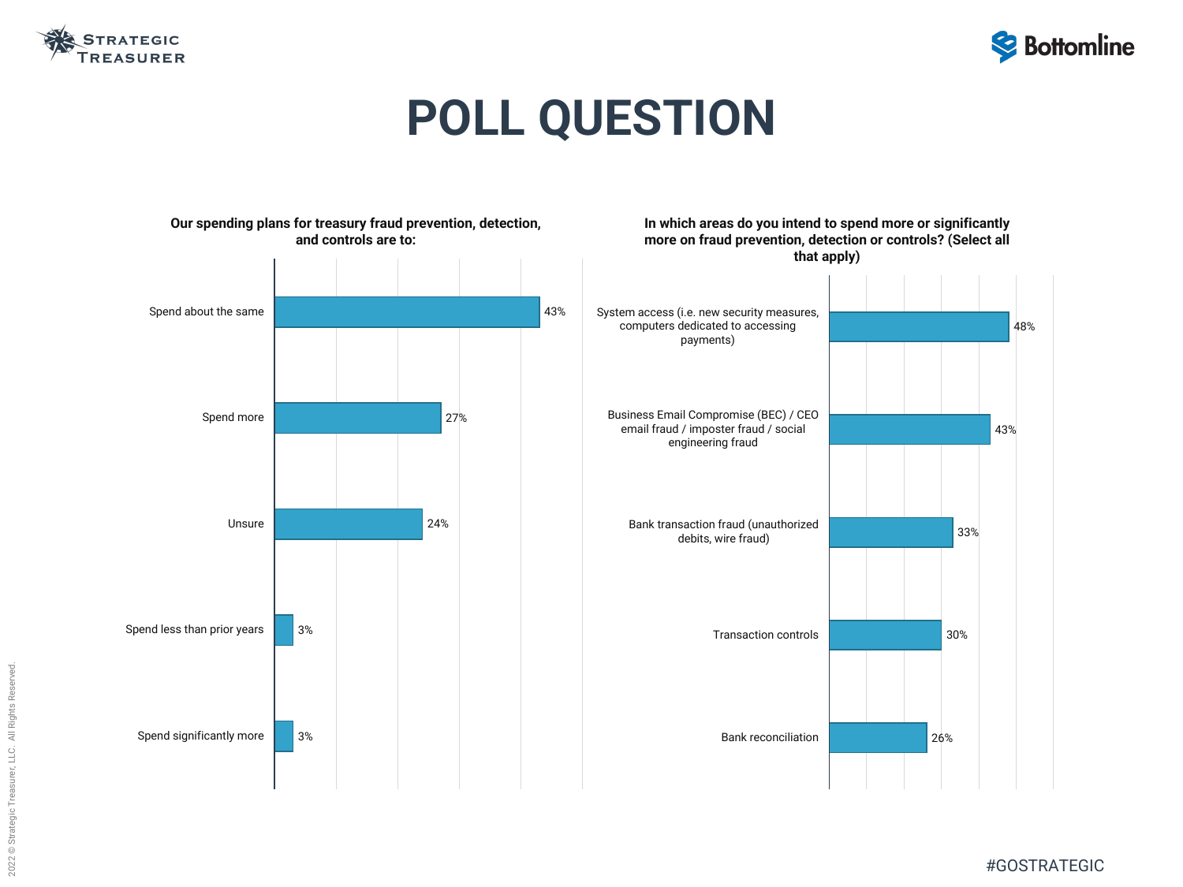# POLL QUESTION

**Our spending plans for treasury fraud prevention, detection, and controls are to:**

| Response | Percentage |
|---|---|
| Spend about the same | 43% |
| Spend more | 27% |
| Unsure | 24% |
| Spend less than prior years | 3% |
| Spend significantly more | 3% |

**In which areas do you intend to spend more or significantly more on fraud prevention, detection or controls? (Select all that apply)**

| Area | Percentage |
|---|---|
| System access (i.e. new security measures, computers dedicated to accessing payments) | 48% |
| Business Email Compromise (BEC) / CEO email fraud / imposter fraud / social engineering fraud | 43% |
| Bank transaction fraud (unauthorized debits, wire fraud) | 33% |
| Transaction controls | 30% |
| Bank reconciliation | 26% |

#GOSTRATEGIC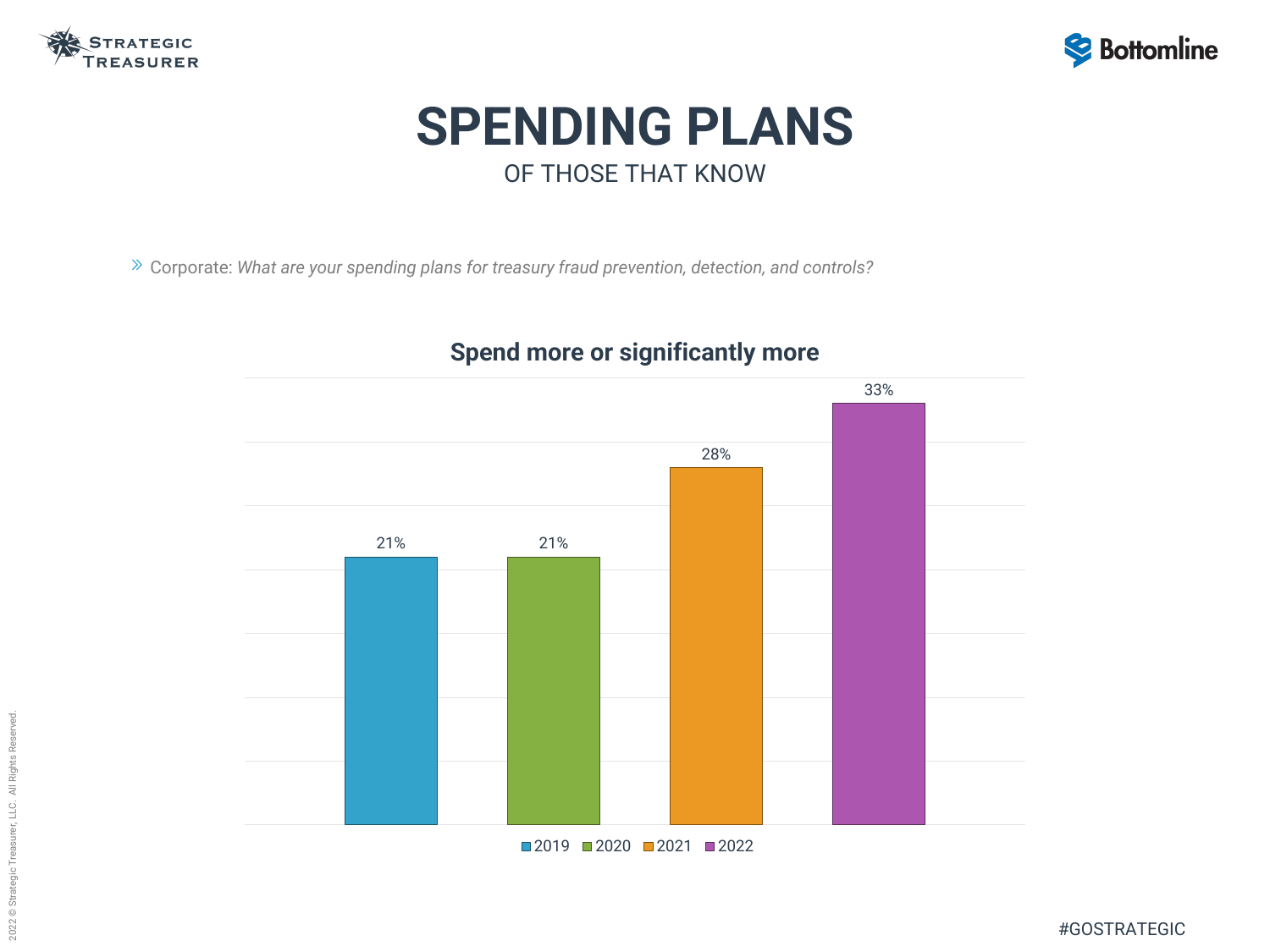# SPENDING PLANS

OF THOSE THAT KNOW

» Corporate: *What are your spending plans for treasury fraud prevention, detection, and controls?*

**Spend more or significantly more**

| 2019 | 2020 | 2021 | 2022 |
|---|---|---|---|
| 21% | 21% | 28% | 33% |

#GOSTRATEGIC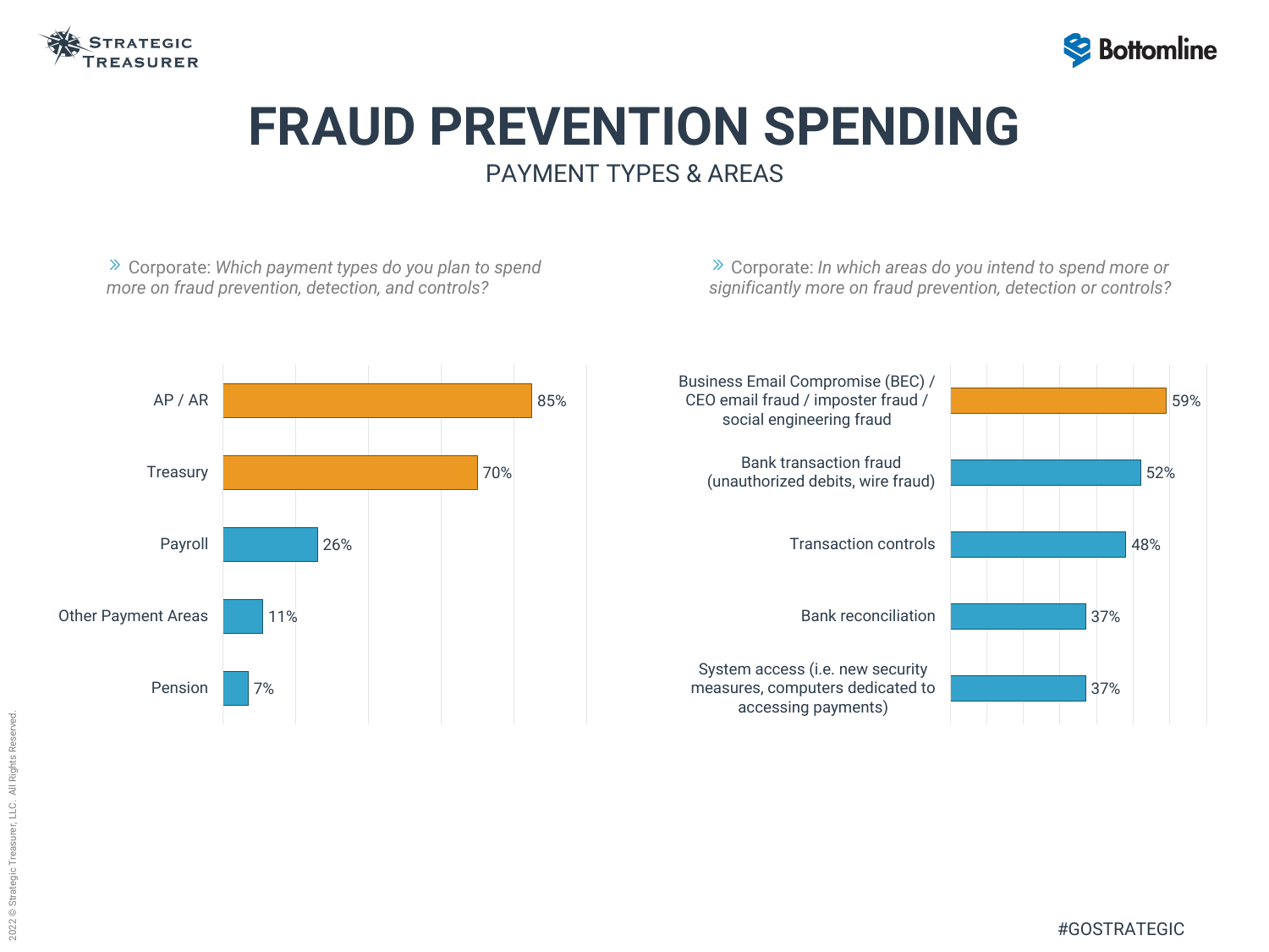# FRAUD PREVENTION SPENDING

## PAYMENT TYPES & AREAS

» Corporate: *Which payment types do you plan to spend more on fraud prevention, detection, and controls?*

| Payment Type | Percentage |
| --- | --- |
| AP / AR | 85% |
| Treasury | 70% |
| Payroll | 26% |
| Other Payment Areas | 11% |
| Pension | 7% |

» Corporate: *In which areas do you intend to spend more or significantly more on fraud prevention, detection or controls?*

| Area | Percentage |
| --- | --- |
| Business Email Compromise (BEC) / CEO email fraud / imposter fraud / social engineering fraud | 59% |
| Bank transaction fraud (unauthorized debits, wire fraud) | 52% |
| Transaction controls | 48% |
| Bank reconciliation | 37% |
| System access (i.e. new security measures, computers dedicated to accessing payments) | 37% |

2022 © Strategic Treasurer, LLC. All Rights Reserved.

#GOSTRATEGIC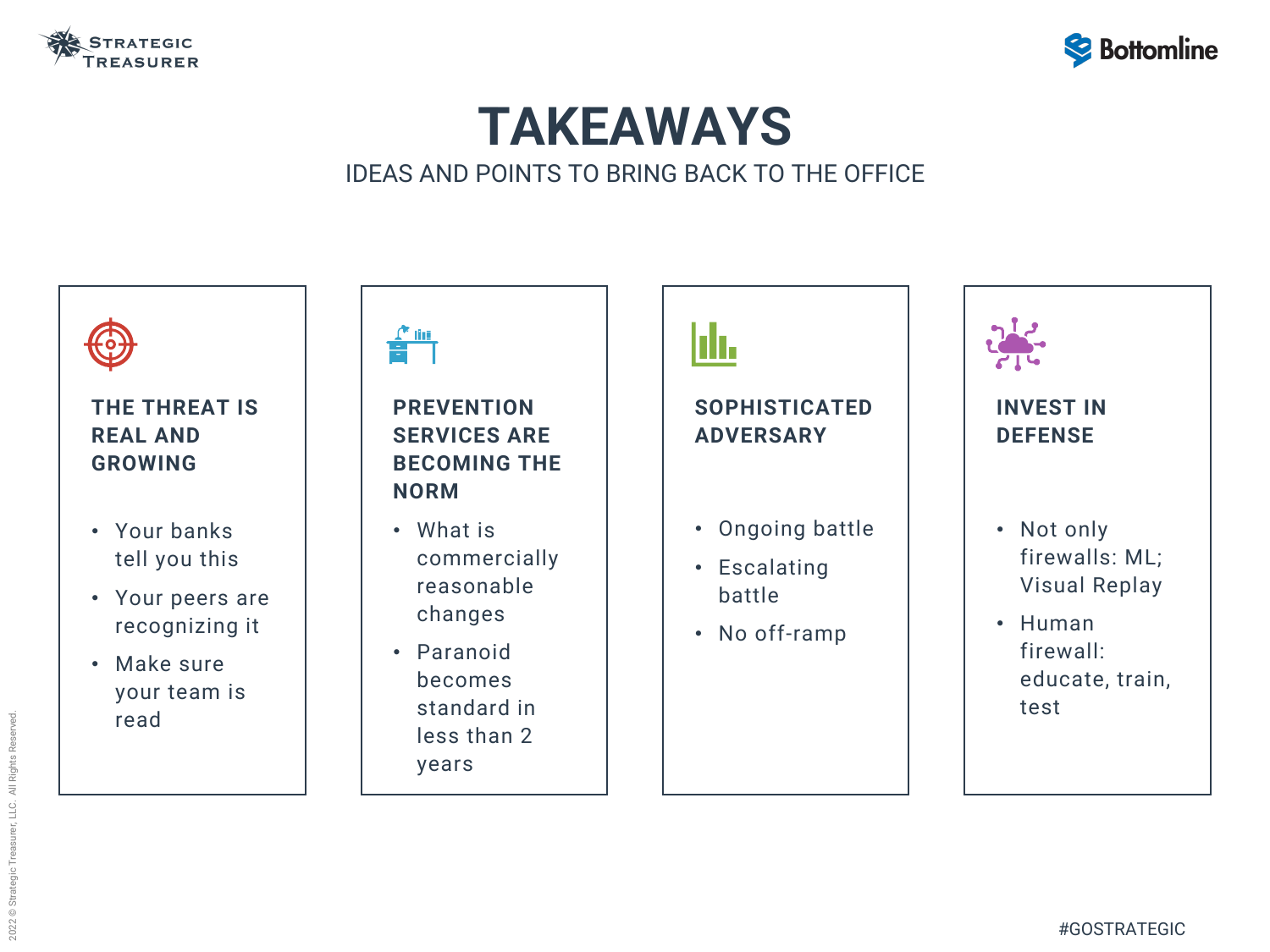# TAKEAWAYS

IDEAS AND POINTS TO BRING BACK TO THE OFFICE

### THE THREAT IS REAL AND GROWING

- Your banks tell you this
- Your peers are recognizing it
- Make sure your team is read

### PREVENTION SERVICES ARE BECOMING THE NORM

- What is commercially reasonable changes
- Paranoid becomes standard in less than 2 years

### SOPHISTICATED ADVERSARY

- Ongoing battle
- Escalating battle
- No off-ramp

### INVEST IN DEFENSE

- Not only firewalls: ML; Visual Replay
- Human firewall: educate, train, test

#GOSTRATEGIC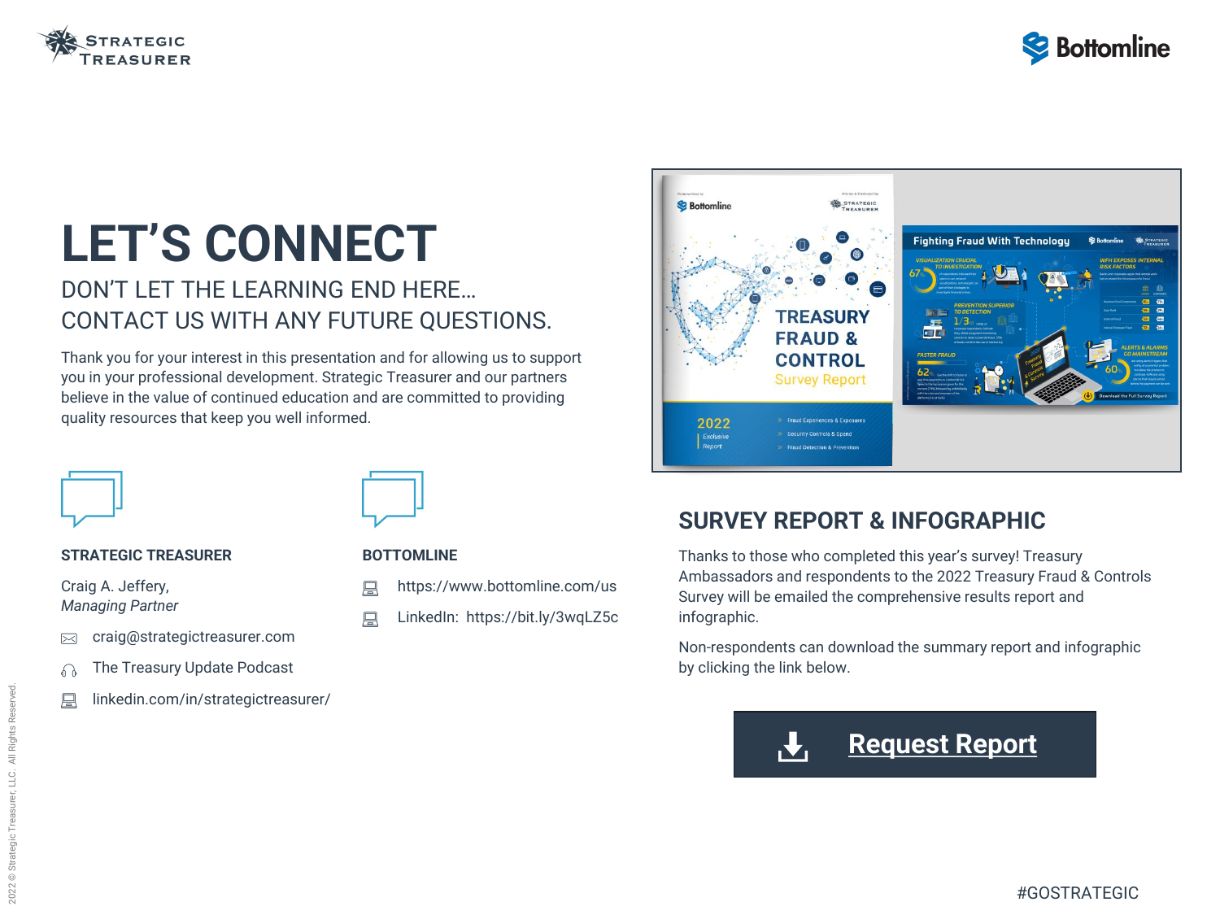# LET'S CONNECT

## DON'T LET THE LEARNING END HERE… CONTACT US WITH ANY FUTURE QUESTIONS.

Thank you for your interest in this presentation and for allowing us to support you in your professional development. Strategic Treasurer and our partners believe in the value of continued education and are committed to providing quality resources that keep you well informed.

### STRATEGIC TREASURER

Craig A. Jeffery,
*Managing Partner*

- craig@strategictreasurer.com
- The Treasury Update Podcast
- linkedin.com/in/strategictreasurer/

### BOTTOMLINE

- https://www.bottomline.com/us
- LinkedIn: https://bit.ly/3wqLZ5c

## SURVEY REPORT & INFOGRAPHIC

Thanks to those who completed this year's survey! Treasury Ambassadors and respondents to the 2022 Treasury Fraud & Controls Survey will be emailed the comprehensive results report and infographic.

Non-respondents can download the summary report and infographic by clicking the link below.

**Request Report**

#GOSTRATEGIC

2022 © Strategic Treasurer, LLC. All Rights Reserved.